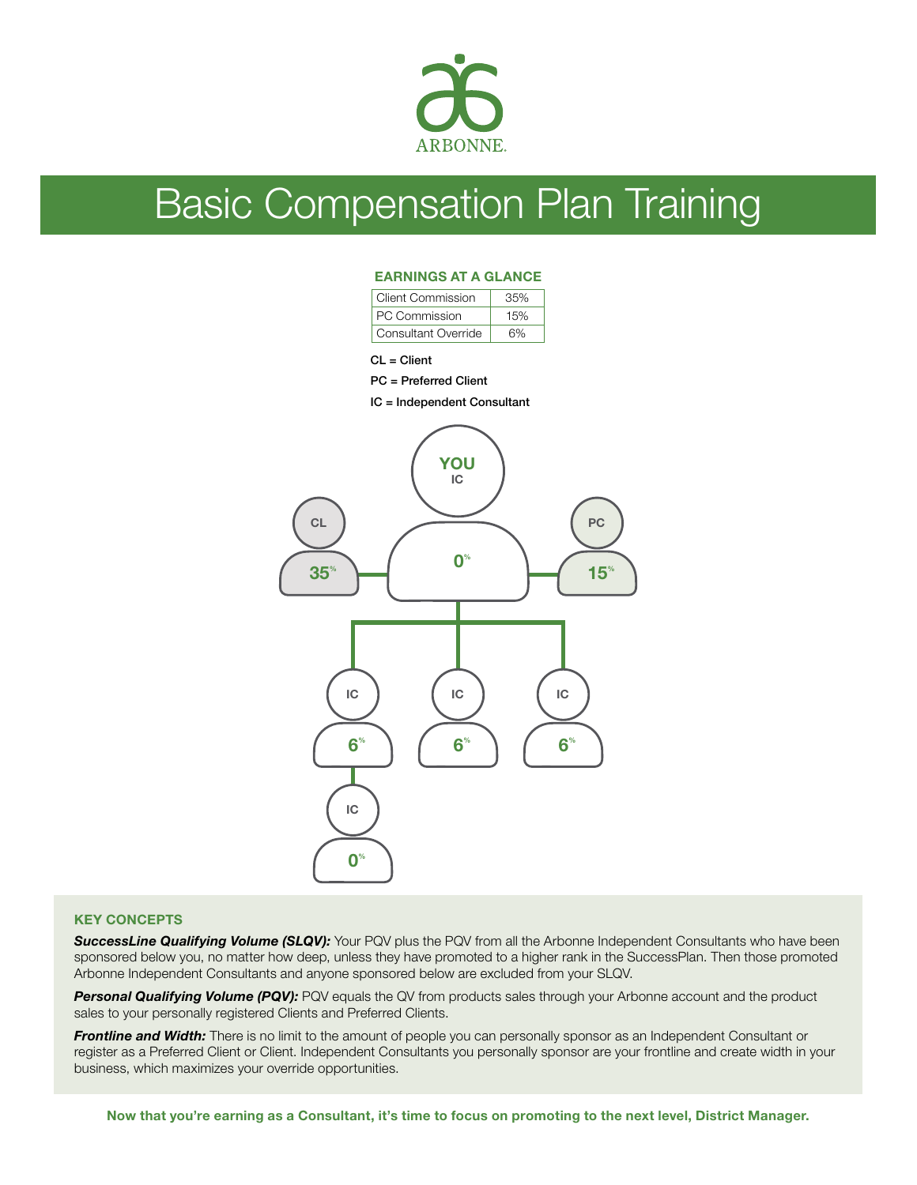ARBONNE.

# Basic Compensation Plan Training

### EARNINGS AT A GLANCE

| Client Commission | 35% |
|---|---|
| PC Commission | 15% |
| Consultant Override | 6% |

CL = Client

PC = Preferred Client

IC = Independent Consultant

YOU IC 0%

CL 35%

PC 15%

IC 6%

IC 6%

IC 6%

IC 0%

### KEY CONCEPTS

***SuccessLine Qualifying Volume (SLQV):*** Your PQV plus the PQV from all the Arbonne Independent Consultants who have been sponsored below you, no matter how deep, unless they have promoted to a higher rank in the SuccessPlan. Then those promoted Arbonne Independent Consultants and anyone sponsored below are excluded from your SLQV.

***Personal Qualifying Volume (PQV):*** PQV equals the QV from products sales through your Arbonne account and the product sales to your personally registered Clients and Preferred Clients.

***Frontline and Width:*** There is no limit to the amount of people you can personally sponsor as an Independent Consultant or register as a Preferred Client or Client. Independent Consultants you personally sponsor are your frontline and create width in your business, which maximizes your override opportunities.

**Now that you're earning as a Consultant, it's time to focus on promoting to the next level, District Manager.**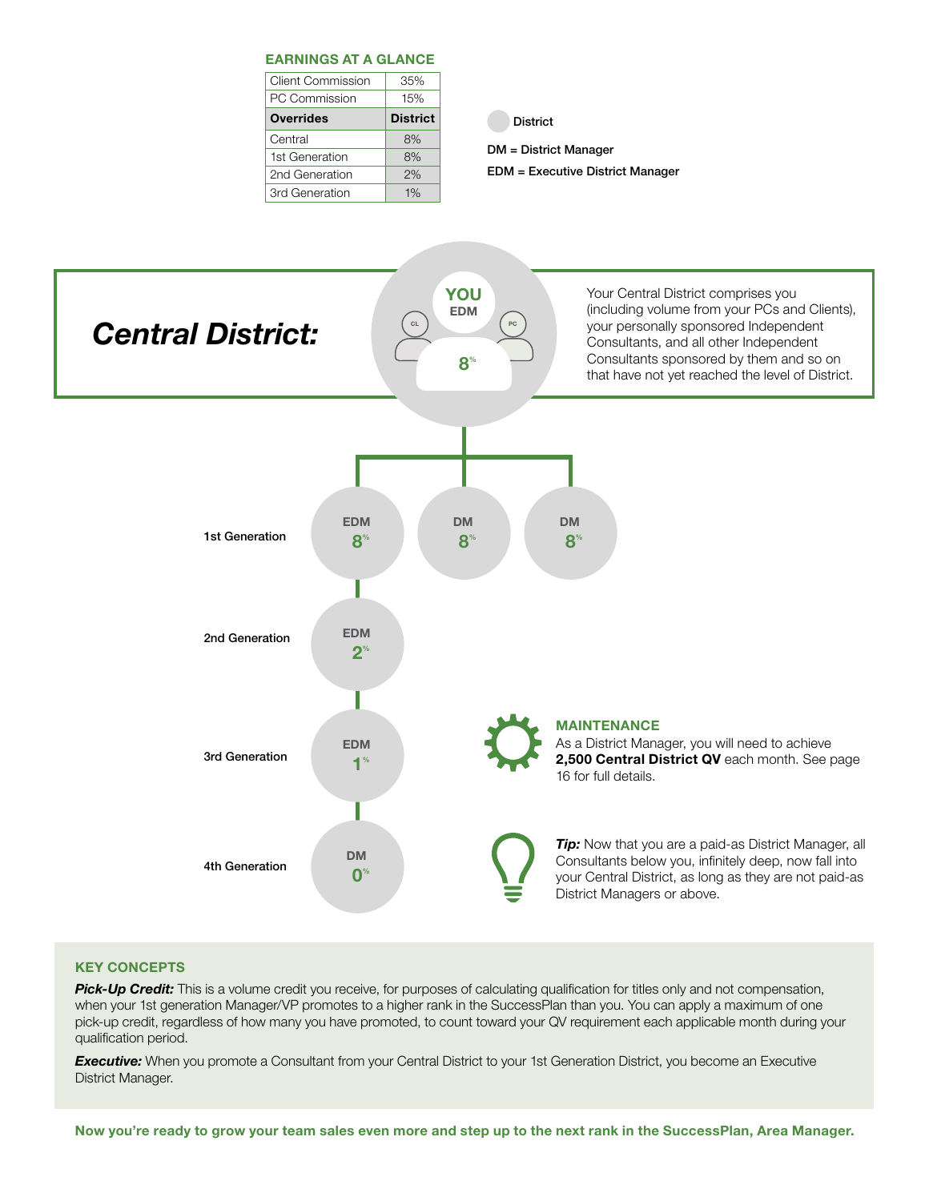## EARNINGS AT A GLANCE

| Client Commission | 35% |
|---|---|
| PC Commission | 15% |
| **Overrides** | **District** |
| Central | 8% |
| 1st Generation | 8% |
| 2nd Generation | 2% |
| 3rd Generation | 1% |

District

**DM = District Manager**

**EDM = Executive District Manager**

# *Central District:*

YOU
EDM
CL
PC
8%

Your Central District comprises you (including volume from your PCs and Clients), your personally sponsored Independent Consultants, and all other Independent Consultants sponsored by them and so on that have not yet reached the level of District.

**1st Generation** — EDM 8% | DM 8% | DM 8%

**2nd Generation** — EDM 2%

**3rd Generation** — EDM 1%

**4th Generation** — DM 0%

### MAINTENANCE

As a District Manager, you will need to achieve **2,500 Central District QV** each month. See page 16 for full details.

***Tip:*** Now that you are a paid-as District Manager, all Consultants below you, infinitely deep, now fall into your Central District, as long as they are not paid-as District Managers or above.

### KEY CONCEPTS

***Pick-Up Credit:*** This is a volume credit you receive, for purposes of calculating qualification for titles only and not compensation, when your 1st generation Manager/VP promotes to a higher rank in the SuccessPlan than you. You can apply a maximum of one pick-up credit, regardless of how many you have promoted, to count toward your QV requirement each applicable month during your qualification period.

***Executive:*** When you promote a Consultant from your Central District to your 1st Generation District, you become an Executive District Manager.

**Now you're ready to grow your team sales even more and step up to the next rank in the SuccessPlan, Area Manager.**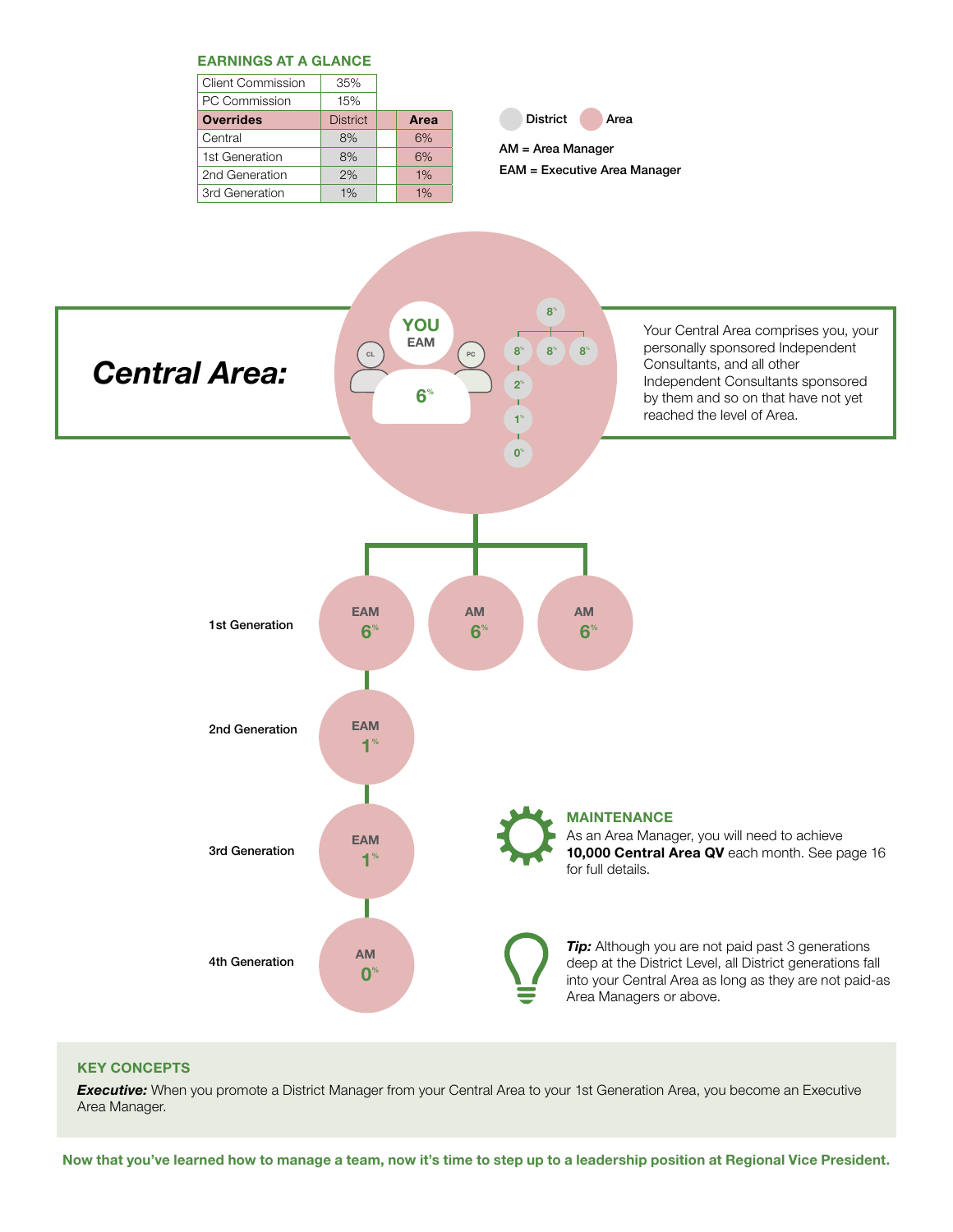## EARNINGS AT A GLANCE

| Client Commission | 35% | |
|---|---|---|
| PC Commission | 15% | |
| **Overrides** | District | **Area** |
| Central | 8% | 6% |
| 1st Generation | 8% | 6% |
| 2nd Generation | 2% | 1% |
| 3rd Generation | 1% | 1% |

District Area

AM = Area Manager

EAM = Executive Area Manager

## *Central Area:*

YOU EAM

CL PC

6%

8% 8% 8% 8% 2% 1% 0%

Your Central Area comprises you, your personally sponsored Independent Consultants, and all other Independent Consultants sponsored by them and so on that have not yet reached the level of Area.

1st Generation — EAM 6% | AM 6% | AM 6%

2nd Generation — EAM 1%

3rd Generation — EAM 1%

4th Generation — AM 0%

### MAINTENANCE

As an Area Manager, you will need to achieve **10,000 Central Area QV** each month. See page 16 for full details.

***Tip:*** Although you are not paid past 3 generations deep at the District Level, all District generations fall into your Central Area as long as they are not paid-as Area Managers or above.

### KEY CONCEPTS

***Executive:*** When you promote a District Manager from your Central Area to your 1st Generation Area, you become an Executive Area Manager.

**Now that you've learned how to manage a team, now it's time to step up to a leadership position at Regional Vice President.**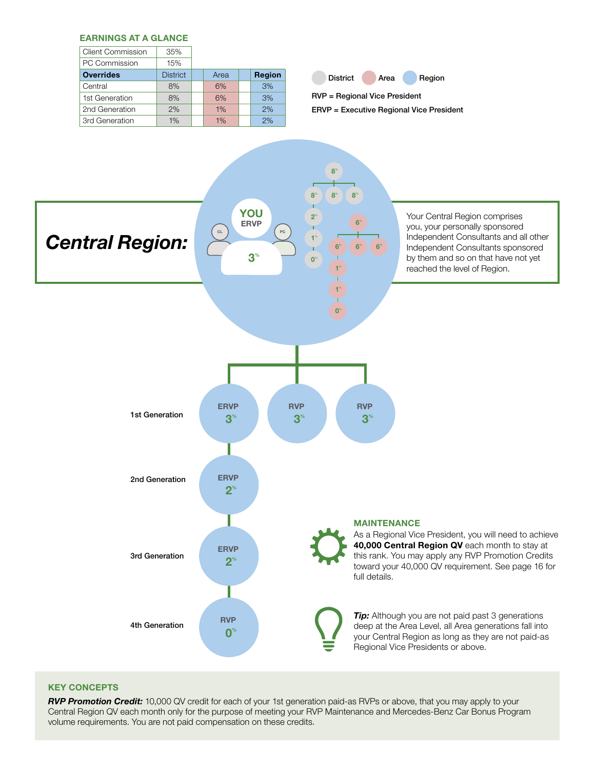### EARNINGS AT A GLANCE

| Client Commission | 35% | | |
|---|---|---|---|
| PC Commission | 15% | | |
| **Overrides** | District | Area | **Region** |
| Central | 8% | 6% | 3% |
| 1st Generation | 8% | 6% | 3% |
| 2nd Generation | 2% | 1% | 2% |
| 3rd Generation | 1% | 1% | 2% |

District · Area · Region

**RVP = Regional Vice President**

**ERVP = Executive Regional Vice President**

## *Central Region:*

Your Central Region comprises you, your personally sponsored Independent Consultants and all other Independent Consultants sponsored by them and so on that have not yet reached the level of Region.

1st Generation — ERVP 3%, RVP 3%, RVP 3%

2nd Generation — ERVP 2%

3rd Generation — ERVP 2%

4th Generation — RVP 0%

### MAINTENANCE

As a Regional Vice President, you will need to achieve **40,000 Central Region QV** each month to stay at this rank. You may apply any RVP Promotion Credits toward your 40,000 QV requirement. See page 16 for full details.

***Tip:*** Although you are not paid past 3 generations deep at the Area Level, all Area generations fall into your Central Region as long as they are not paid-as Regional Vice Presidents or above.

### KEY CONCEPTS

***RVP Promotion Credit:*** 10,000 QV credit for each of your 1st generation paid-as RVPs or above, that you may apply to your Central Region QV each month only for the purpose of meeting your RVP Maintenance and Mercedes-Benz Car Bonus Program volume requirements. You are not paid compensation on these credits.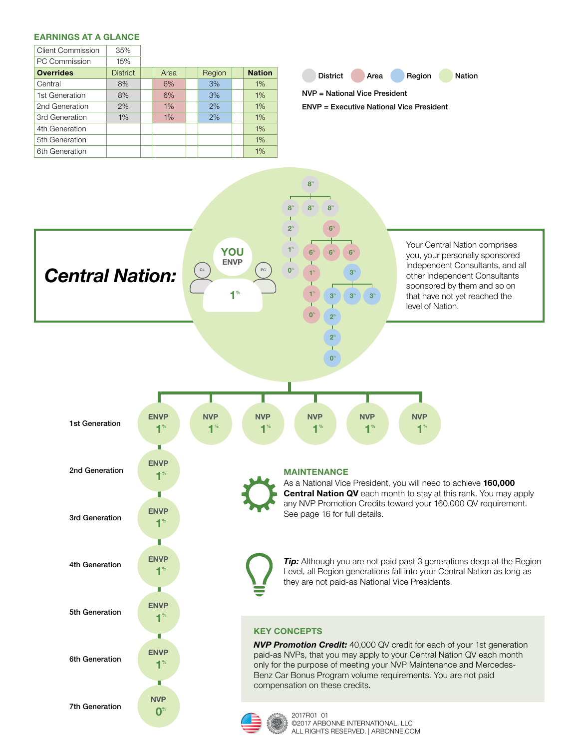## EARNINGS AT A GLANCE

| | |
|---|---|
| Client Commission | 35% |
| PC Commission | 15% |

| Overrides | District | Area | Region | Nation |
|---|---|---|---|---|
| Central | 8% | 6% | 3% | 1% |
| 1st Generation | 8% | 6% | 3% | 1% |
| 2nd Generation | 2% | 1% | 2% | 1% |
| 3rd Generation | 1% | 1% | 2% | 1% |
| 4th Generation | | | | 1% |
| 5th Generation | | | | 1% |
| 6th Generation | | | | 1% |

District Area Region Nation

NVP = National Vice President

ENVP = Executive National Vice President

## *Central Nation:*

YOU
ENVP
CL PC
1%

8% 8% 8% 8% 2% 1% 0% 6% 6% 6% 6% 1% 1% 0% 3% 3% 3% 3% 2% 2% 0%

Your Central Nation comprises you, your personally sponsored Independent Consultants, and all other Independent Consultants sponsored by them and so on that have not yet reached the level of Nation.

1st Generation — ENVP 1% — NVP 1% — NVP 1% — NVP 1% — NVP 1% — NVP 1%

2nd Generation — ENVP 1%

3rd Generation — ENVP 1%

4th Generation — ENVP 1%

5th Generation — ENVP 1%

6th Generation — ENVP 1%

7th Generation — NVP 0%

### MAINTENANCE

As a National Vice President, you will need to achieve **160,000 Central Nation QV** each month to stay at this rank. You may apply any NVP Promotion Credits toward your 160,000 QV requirement. See page 16 for full details.

***Tip:*** Although you are not paid past 3 generations deep at the Region Level, all Region generations fall into your Central Nation as long as they are not paid-as National Vice Presidents.

### KEY CONCEPTS

***NVP Promotion Credit:*** 40,000 QV credit for each of your 1st generation paid-as NVPs, that you may apply to your Central Nation QV each month only for the purpose of meeting your NVP Maintenance and Mercedes-Benz Car Bonus Program volume requirements. You are not paid compensation on these credits.

2017R01 01
©2017 ARBONNE INTERNATIONAL, LLC
ALL RIGHTS RESERVED. | ARBONNE.COM